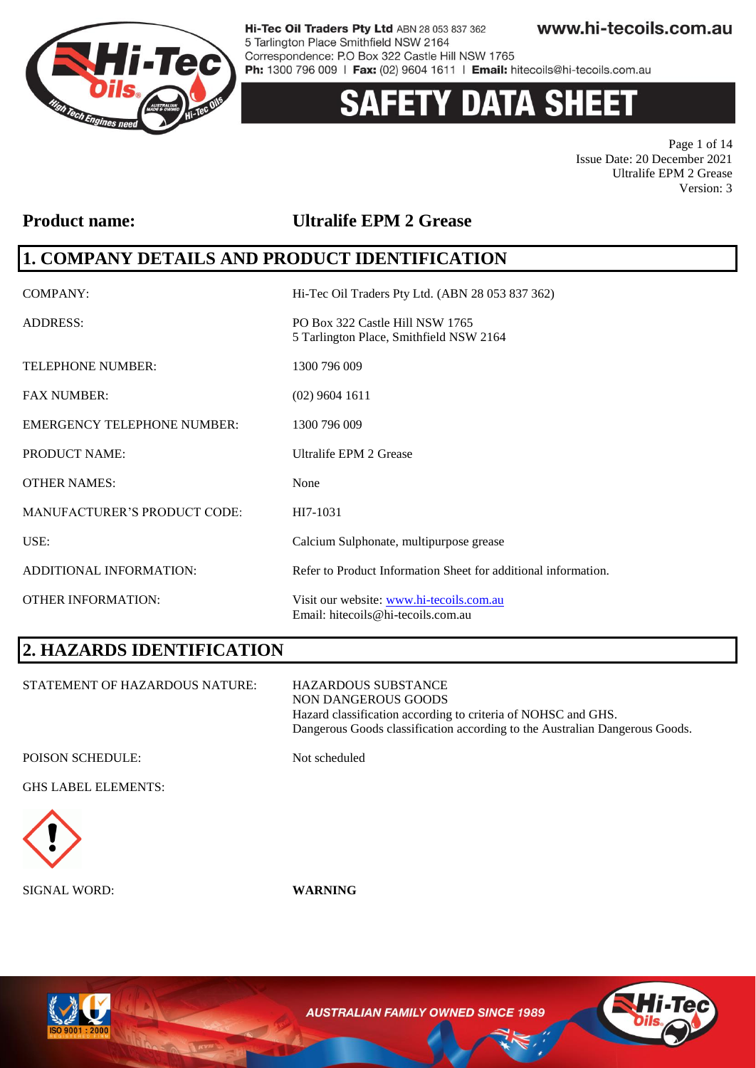# SAFETY DATA SHEET

Issue Date: 20 December 2021
Ultralife EPM 2 Grease
Version: 3

**Product name:** **Ultralife EPM 2 Grease**

## 1. COMPANY DETAILS AND PRODUCT IDENTIFICATION

| | |
|---|---|
| COMPANY: | Hi-Tec Oil Traders Pty Ltd. (ABN 28 053 837 362) |
| ADDRESS: | PO Box 322 Castle Hill NSW 1765<br>5 Tarlington Place, Smithfield NSW 2164 |
| TELEPHONE NUMBER: | 1300 796 009 |
| FAX NUMBER: | (02) 9604 1611 |
| EMERGENCY TELEPHONE NUMBER: | 1300 796 009 |
| PRODUCT NAME: | Ultralife EPM 2 Grease |
| OTHER NAMES: | None |
| MANUFACTURER'S PRODUCT CODE: | HI7-1031 |
| USE: | Calcium Sulphonate, multipurpose grease |
| ADDITIONAL INFORMATION: | Refer to Product Information Sheet for additional information. |
| OTHER INFORMATION: | Visit our website: www.hi-tecoils.com.au<br>Email: hitecoils@hi-tecoils.com.au |

## 2. HAZARDS IDENTIFICATION

| | |
|---|---|
| STATEMENT OF HAZARDOUS NATURE: | HAZARDOUS SUBSTANCE<br>NON DANGEROUS GOODS<br>Hazard classification according to criteria of NOHSC and GHS.<br>Dangerous Goods classification according to the Australian Dangerous Goods. |
| POISON SCHEDULE: | Not scheduled |

GHS LABEL ELEMENTS:

SIGNAL WORD: **WARNING**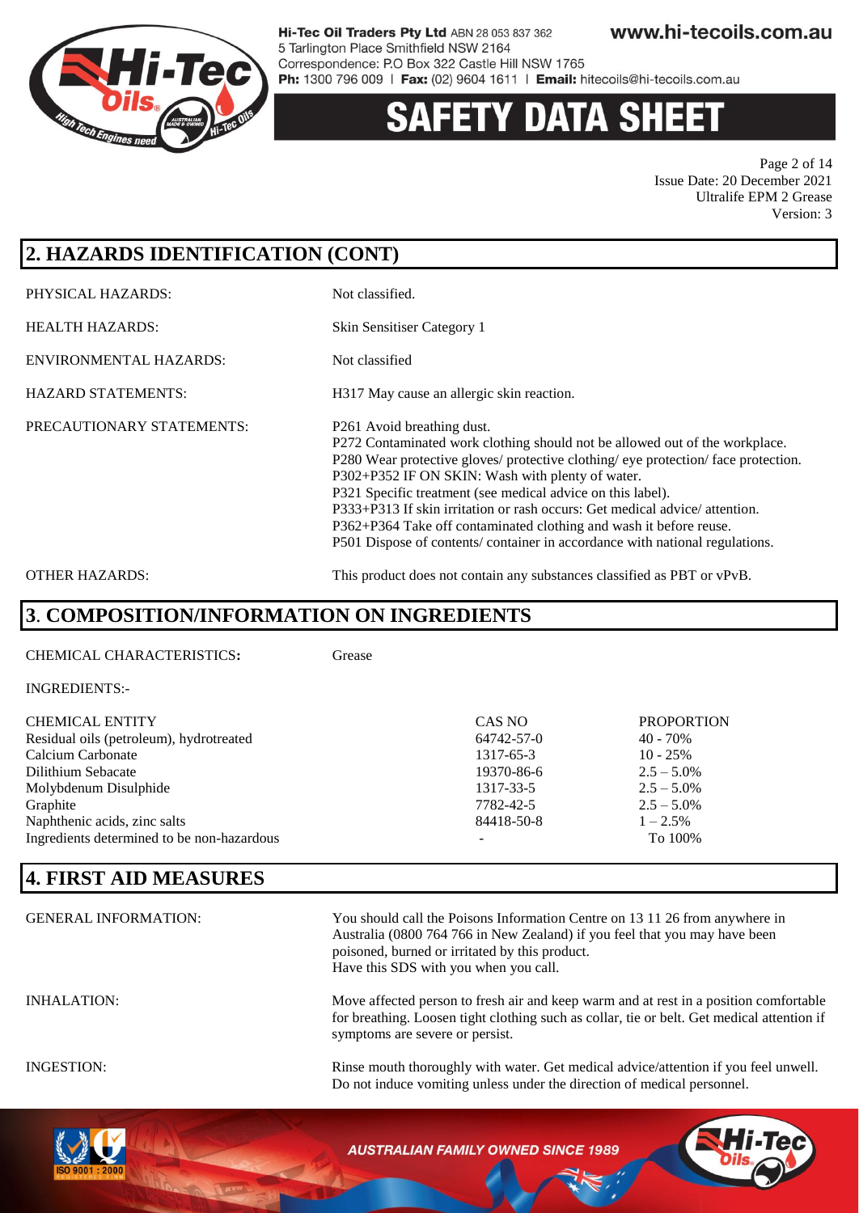## 2. HAZARDS IDENTIFICATION (CONT)

| | |
|---|---|
| PHYSICAL HAZARDS: | Not classified. |
| HEALTH HAZARDS: | Skin Sensitiser Category 1 |
| ENVIRONMENTAL HAZARDS: | Not classified |
| HAZARD STATEMENTS: | H317 May cause an allergic skin reaction. |
| PRECAUTIONARY STATEMENTS: | P261 Avoid breathing dust.<br>P272 Contaminated work clothing should not be allowed out of the workplace.<br>P280 Wear protective gloves/ protective clothing/ eye protection/ face protection.<br>P302+P352 IF ON SKIN: Wash with plenty of water.<br>P321 Specific treatment (see medical advice on this label).<br>P333+P313 If skin irritation or rash occurs: Get medical advice/ attention.<br>P362+P364 Take off contaminated clothing and wash it before reuse.<br>P501 Dispose of contents/ container in accordance with national regulations. |
| OTHER HAZARDS: | This product does not contain any substances classified as PBT or vPvB. |

## 3. COMPOSITION/INFORMATION ON INGREDIENTS

CHEMICAL CHARACTERISTICS**:** Grease

INGREDIENTS:-

| CHEMICAL ENTITY | CAS NO | PROPORTION |
|---|---|---|
| Residual oils (petroleum), hydrotreated | 64742-57-0 | 40 - 70% |
| Calcium Carbonate | 1317-65-3 | 10 - 25% |
| Dilithium Sebacate | 19370-86-6 | 2.5 – 5.0% |
| Molybdenum Disulphide | 1317-33-5 | 2.5 – 5.0% |
| Graphite | 7782-42-5 | 2.5 – 5.0% |
| Naphthenic acids, zinc salts | 84418-50-8 | 1 – 2.5% |
| Ingredients determined to be non-hazardous | - | To 100% |

## 4. FIRST AID MEASURES

| | |
|---|---|
| GENERAL INFORMATION: | You should call the Poisons Information Centre on 13 11 26 from anywhere in Australia (0800 764 766 in New Zealand) if you feel that you may have been poisoned, burned or irritated by this product.<br>Have this SDS with you when you call. |
| INHALATION: | Move affected person to fresh air and keep warm and at rest in a position comfortable for breathing. Loosen tight clothing such as collar, tie or belt. Get medical attention if symptoms are severe or persist. |
| INGESTION: | Rinse mouth thoroughly with water. Get medical advice/attention if you feel unwell. Do not induce vomiting unless under the direction of medical personnel. |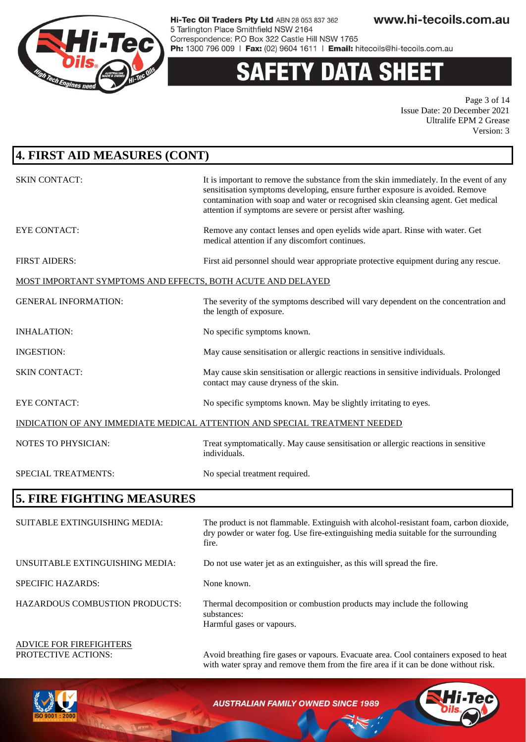## 4. FIRST AID MEASURES (CONT)

| | |
|---|---|
| SKIN CONTACT: | It is important to remove the substance from the skin immediately. In the event of any sensitisation symptoms developing, ensure further exposure is avoided. Remove contamination with soap and water or recognised skin cleansing agent. Get medical attention if symptoms are severe or persist after washing. |
| EYE CONTACT: | Remove any contact lenses and open eyelids wide apart. Rinse with water. Get medical attention if any discomfort continues. |
| FIRST AIDERS: | First aid personnel should wear appropriate protective equipment during any rescue. |

MOST IMPORTANT SYMPTOMS AND EFFECTS, BOTH ACUTE AND DELAYED

| | |
|---|---|
| GENERAL INFORMATION: | The severity of the symptoms described will vary dependent on the concentration and the length of exposure. |
| INHALATION: | No specific symptoms known. |
| INGESTION: | May cause sensitisation or allergic reactions in sensitive individuals. |
| SKIN CONTACT: | May cause skin sensitisation or allergic reactions in sensitive individuals. Prolonged contact may cause dryness of the skin. |
| EYE CONTACT: | No specific symptoms known. May be slightly irritating to eyes. |

INDICATION OF ANY IMMEDIATE MEDICAL ATTENTION AND SPECIAL TREATMENT NEEDED

| | |
|---|---|
| NOTES TO PHYSICIAN: | Treat symptomatically. May cause sensitisation or allergic reactions in sensitive individuals. |
| SPECIAL TREATMENTS: | No special treatment required. |

## 5. FIRE FIGHTING MEASURES

| | |
|---|---|
| SUITABLE EXTINGUISHING MEDIA: | The product is not flammable. Extinguish with alcohol-resistant foam, carbon dioxide, dry powder or water fog. Use fire-extinguishing media suitable for the surrounding fire. |
| UNSUITABLE EXTINGUISHING MEDIA: | Do not use water jet as an extinguisher, as this will spread the fire. |
| SPECIFIC HAZARDS: | None known. |
| HAZARDOUS COMBUSTION PRODUCTS: | Thermal decomposition or combustion products may include the following substances:<br>Harmful gases or vapours. |

ADVICE FOR FIREFIGHTERS

| | |
|---|---|
| PROTECTIVE ACTIONS: | Avoid breathing fire gases or vapours. Evacuate area. Cool containers exposed to heat with water spray and remove them from the fire area if it can be done without risk. |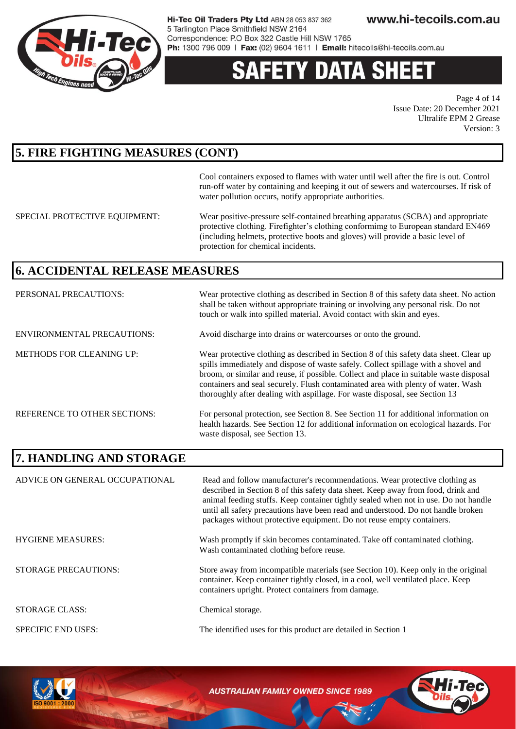## 5. FIRE FIGHTING MEASURES (CONT)

Cool containers exposed to flames with water until well after the fire is out. Control run-off water by containing and keeping it out of sewers and watercourses. If risk of water pollution occurs, notify appropriate authorities.

SPECIAL PROTECTIVE EQUIPMENT: Wear positive-pressure self-contained breathing apparatus (SCBA) and appropriate protective clothing. Firefighter's clothing conformimg to European standard EN469 (including helmets, protective boots and gloves) will provide a basic level of protection for chemical incidents.

## 6. ACCIDENTAL RELEASE MEASURES

PERSONAL PRECAUTIONS: Wear protective clothing as described in Section 8 of this safety data sheet. No action shall be taken without appropriate training or involving any personal risk. Do not touch or walk into spilled material. Avoid contact with skin and eyes.

ENVIRONMENTAL PRECAUTIONS: Avoid discharge into drains or watercourses or onto the ground.

METHODS FOR CLEANING UP: Wear protective clothing as described in Section 8 of this safety data sheet. Clear up spills immediately and dispose of waste safely. Collect spillage with a shovel and broom, or similar and reuse, if possible. Collect and place in suitable waste disposal containers and seal securely. Flush contaminated area with plenty of water. Wash thoroughly after dealing with aspillage. For waste disposal, see Section 13

REFERENCE TO OTHER SECTIONS: For personal protection, see Section 8. See Section 11 for additional information on health hazards. See Section 12 for additional information on ecological hazards. For waste disposal, see Section 13.

## 7. HANDLING AND STORAGE

ADVICE ON GENERAL OCCUPATIONAL: Read and follow manufacturer's recommendations. Wear protective clothing as described in Section 8 of this safety data sheet. Keep away from food, drink and animal feeding stuffs. Keep container tightly sealed when not in use. Do not handle until all safety precautions have been read and understood. Do not handle broken packages without protective equipment. Do not reuse empty containers.

HYGIENE MEASURES: Wash promptly if skin becomes contaminated. Take off contaminated clothing. Wash contaminated clothing before reuse.

STORAGE PRECAUTIONS: Store away from incompatible materials (see Section 10). Keep only in the original container. Keep container tightly closed, in a cool, well ventilated place. Keep containers upright. Protect containers from damage.

STORAGE CLASS: Chemical storage.

SPECIFIC END USES: The identified uses for this product are detailed in Section 1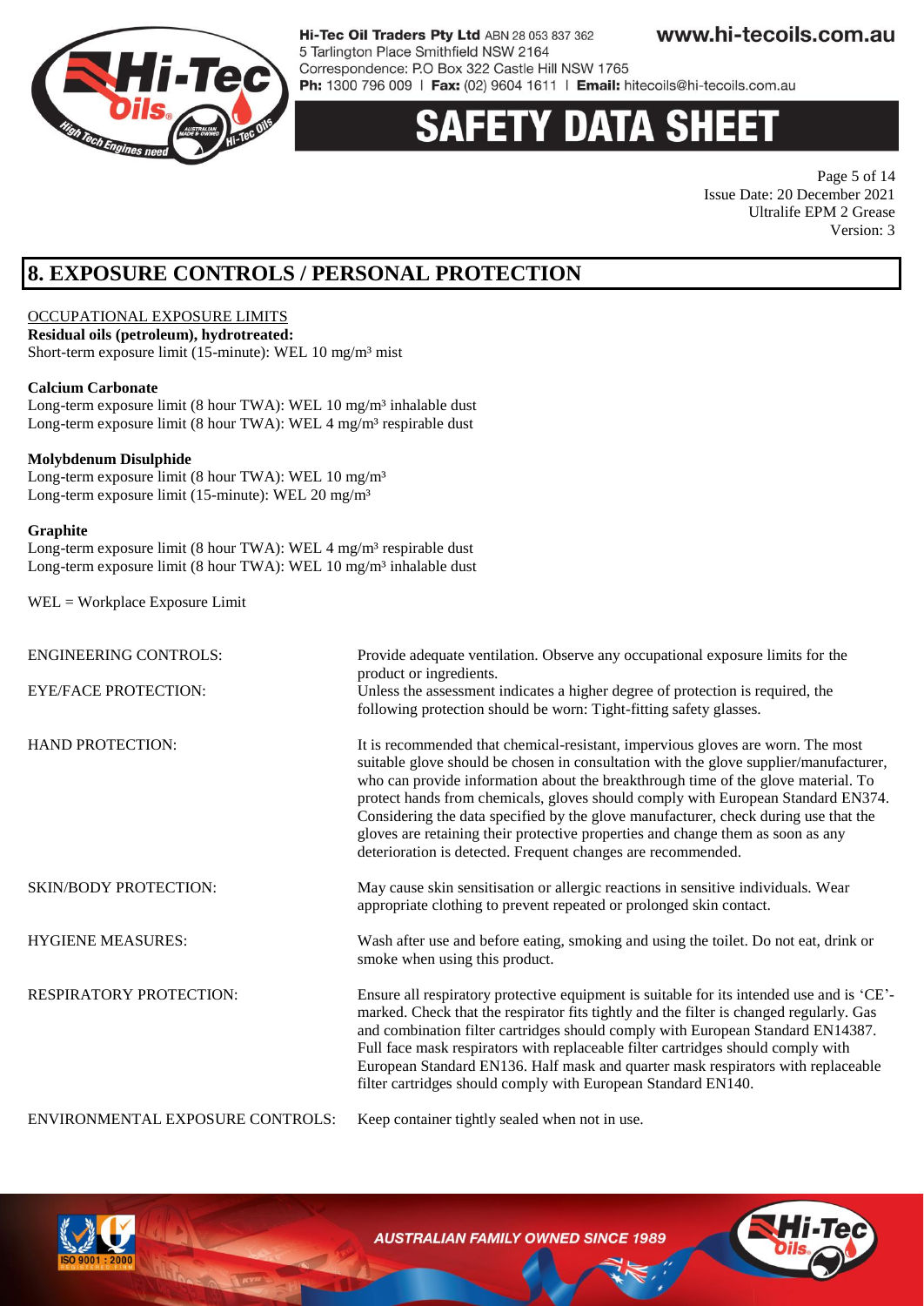# SAFETY DATA SHEET

## 8. EXPOSURE CONTROLS / PERSONAL PROTECTION

OCCUPATIONAL EXPOSURE LIMITS

**Residual oils (petroleum), hydrotreated:**
Short-term exposure limit (15-minute): WEL 10 mg/m³ mist

**Calcium Carbonate**
Long-term exposure limit (8 hour TWA): WEL 10 mg/m³ inhalable dust
Long-term exposure limit (8 hour TWA): WEL 4 mg/m³ respirable dust

**Molybdenum Disulphide**
Long-term exposure limit (8 hour TWA): WEL 10 mg/m³
Long-term exposure limit (15-minute): WEL 20 mg/m³

**Graphite**
Long-term exposure limit (8 hour TWA): WEL 4 mg/m³ respirable dust
Long-term exposure limit (8 hour TWA): WEL 10 mg/m³ inhalable dust

WEL = Workplace Exposure Limit

| | |
|---|---|
| ENGINEERING CONTROLS: | Provide adequate ventilation. Observe any occupational exposure limits for the product or ingredients. |
| EYE/FACE PROTECTION: | Unless the assessment indicates a higher degree of protection is required, the following protection should be worn: Tight-fitting safety glasses. |
| HAND PROTECTION: | It is recommended that chemical-resistant, impervious gloves are worn. The most suitable glove should be chosen in consultation with the glove supplier/manufacturer, who can provide information about the breakthrough time of the glove material. To protect hands from chemicals, gloves should comply with European Standard EN374. Considering the data specified by the glove manufacturer, check during use that the gloves are retaining their protective properties and change them as soon as any deterioration is detected. Frequent changes are recommended. |
| SKIN/BODY PROTECTION: | May cause skin sensitisation or allergic reactions in sensitive individuals. Wear appropriate clothing to prevent repeated or prolonged skin contact. |
| HYGIENE MEASURES: | Wash after use and before eating, smoking and using the toilet. Do not eat, drink or smoke when using this product. |
| RESPIRATORY PROTECTION: | Ensure all respiratory protective equipment is suitable for its intended use and is 'CE'-marked. Check that the respirator fits tightly and the filter is changed regularly. Gas and combination filter cartridges should comply with European Standard EN14387. Full face mask respirators with replaceable filter cartridges should comply with European Standard EN136. Half mask and quarter mask respirators with replaceable filter cartridges should comply with European Standard EN140. |
| ENVIRONMENTAL EXPOSURE CONTROLS: | Keep container tightly sealed when not in use. |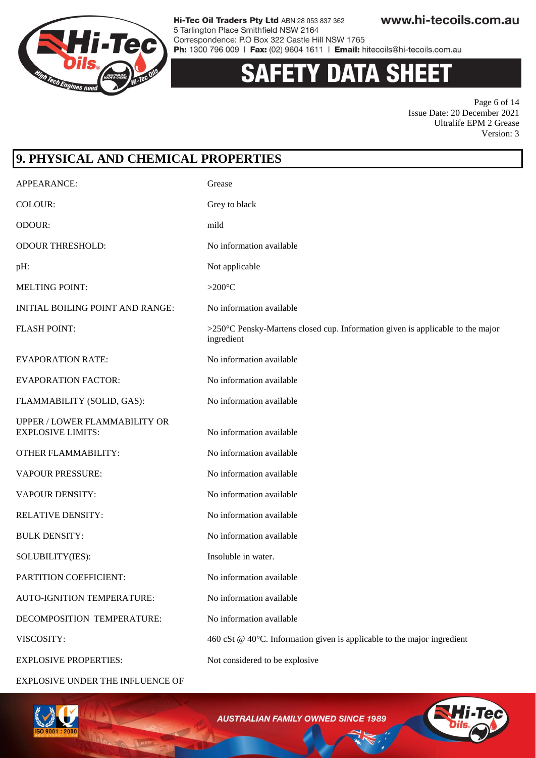## 9. PHYSICAL AND CHEMICAL PROPERTIES

| | |
|---|---|
| APPEARANCE: | Grease |
| COLOUR: | Grey to black |
| ODOUR: | mild |
| ODOUR THRESHOLD: | No information available |
| pH: | Not applicable |
| MELTING POINT: | >200°C |
| INITIAL BOILING POINT AND RANGE: | No information available |
| FLASH POINT: | >250°C Pensky-Martens closed cup. Information given is applicable to the major ingredient |
| EVAPORATION RATE: | No information available |
| EVAPORATION FACTOR: | No information available |
| FLAMMABILITY (SOLID, GAS): | No information available |
| UPPER / LOWER FLAMMABILITY OR EXPLOSIVE LIMITS: | No information available |
| OTHER FLAMMABILITY: | No information available |
| VAPOUR PRESSURE: | No information available |
| VAPOUR DENSITY: | No information available |
| RELATIVE DENSITY: | No information available |
| BULK DENSITY: | No information available |
| SOLUBILITY(IES): | Insoluble in water. |
| PARTITION COEFFICIENT: | No information available |
| AUTO-IGNITION TEMPERATURE: | No information available |
| DECOMPOSITION TEMPERATURE: | No information available |
| VISCOSITY: | 460 cSt @ 40°C. Information given is applicable to the major ingredient |
| EXPLOSIVE PROPERTIES: | Not considered to be explosive |

EXPLOSIVE UNDER THE INFLUENCE OF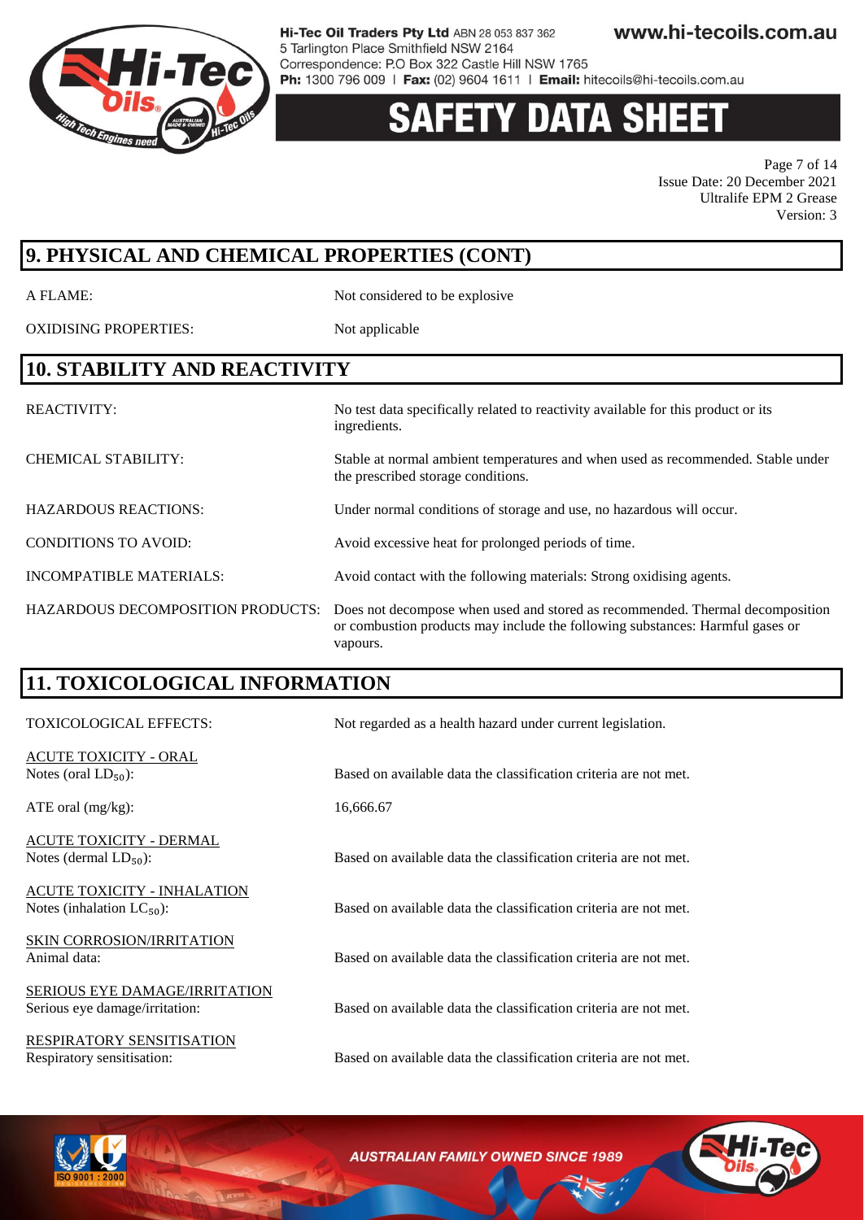## 9. PHYSICAL AND CHEMICAL PROPERTIES (CONT)

| | |
|---|---|
| A FLAME: | Not considered to be explosive |
| OXIDISING PROPERTIES: | Not applicable |

## 10. STABILITY AND REACTIVITY

| | |
|---|---|
| REACTIVITY: | No test data specifically related to reactivity available for this product or its ingredients. |
| CHEMICAL STABILITY: | Stable at normal ambient temperatures and when used as recommended. Stable under the prescribed storage conditions. |
| HAZARDOUS REACTIONS: | Under normal conditions of storage and use, no hazardous will occur. |
| CONDITIONS TO AVOID: | Avoid excessive heat for prolonged periods of time. |
| INCOMPATIBLE MATERIALS: | Avoid contact with the following materials: Strong oxidising agents. |
| HAZARDOUS DECOMPOSITION PRODUCTS: | Does not decompose when used and stored as recommended. Thermal decomposition or combustion products may include the following substances: Harmful gases or vapours. |

## 11. TOXICOLOGICAL INFORMATION

TOXICOLOGICAL EFFECTS: Not regarded as a health hazard under current legislation.

ACUTE TOXICITY - ORAL

| | |
|---|---|
| Notes (oral $LD_{50}$): | Based on available data the classification criteria are not met. |
| ATE oral (mg/kg): | 16,666.67 |

ACUTE TOXICITY - DERMAL

| | |
|---|---|
| Notes (dermal $LD_{50}$): | Based on available data the classification criteria are not met. |

ACUTE TOXICITY - INHALATION

| | |
|---|---|
| Notes (inhalation $LC_{50}$): | Based on available data the classification criteria are not met. |

SKIN CORROSION/IRRITATION

| | |
|---|---|
| Animal data: | Based on available data the classification criteria are not met. |

SERIOUS EYE DAMAGE/IRRITATION

| | |
|---|---|
| Serious eye damage/irritation: | Based on available data the classification criteria are not met. |

RESPIRATORY SENSITISATION

| | |
|---|---|
| Respiratory sensitisation: | Based on available data the classification criteria are not met. |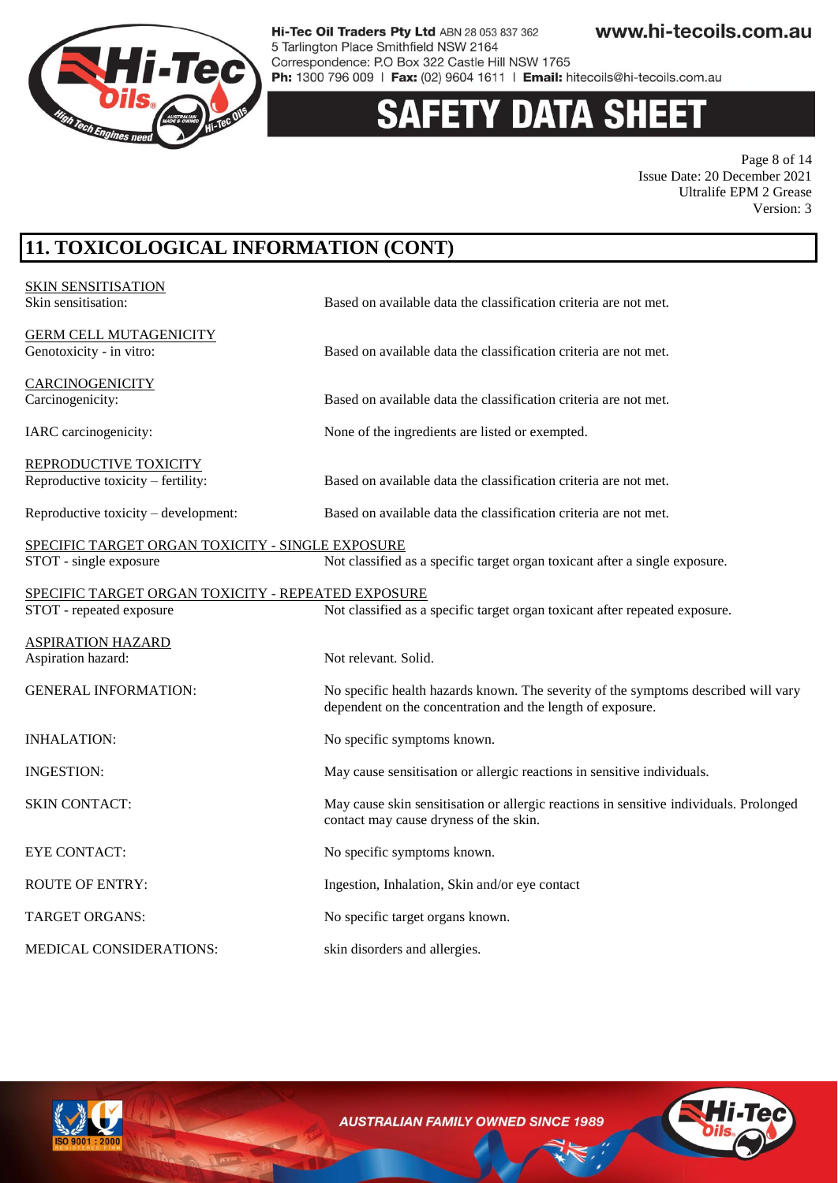## 11. TOXICOLOGICAL INFORMATION (CONT)

SKIN SENSITISATION

| | |
|---|---|
| Skin sensitisation: | Based on available data the classification criteria are not met. |

GERM CELL MUTAGENICITY

| | |
|---|---|
| Genotoxicity - in vitro: | Based on available data the classification criteria are not met. |

CARCINOGENICITY

| | |
|---|---|
| Carcinogenicity: | Based on available data the classification criteria are not met. |
| IARC carcinogenicity: | None of the ingredients are listed or exempted. |

REPRODUCTIVE TOXICITY

| | |
|---|---|
| Reproductive toxicity – fertility: | Based on available data the classification criteria are not met. |
| Reproductive toxicity – development: | Based on available data the classification criteria are not met. |

SPECIFIC TARGET ORGAN TOXICITY - SINGLE EXPOSURE

| | |
|---|---|
| STOT - single exposure | Not classified as a specific target organ toxicant after a single exposure. |

SPECIFIC TARGET ORGAN TOXICITY - REPEATED EXPOSURE

| | |
|---|---|
| STOT - repeated exposure | Not classified as a specific target organ toxicant after repeated exposure. |

ASPIRATION HAZARD

| | |
|---|---|
| Aspiration hazard: | Not relevant. Solid. |
| GENERAL INFORMATION: | No specific health hazards known. The severity of the symptoms described will vary dependent on the concentration and the length of exposure. |
| INHALATION: | No specific symptoms known. |
| INGESTION: | May cause sensitisation or allergic reactions in sensitive individuals. |
| SKIN CONTACT: | May cause skin sensitisation or allergic reactions in sensitive individuals. Prolonged contact may cause dryness of the skin. |
| EYE CONTACT: | No specific symptoms known. |
| ROUTE OF ENTRY: | Ingestion, Inhalation, Skin and/or eye contact |
| TARGET ORGANS: | No specific target organs known. |
| MEDICAL CONSIDERATIONS: | skin disorders and allergies. |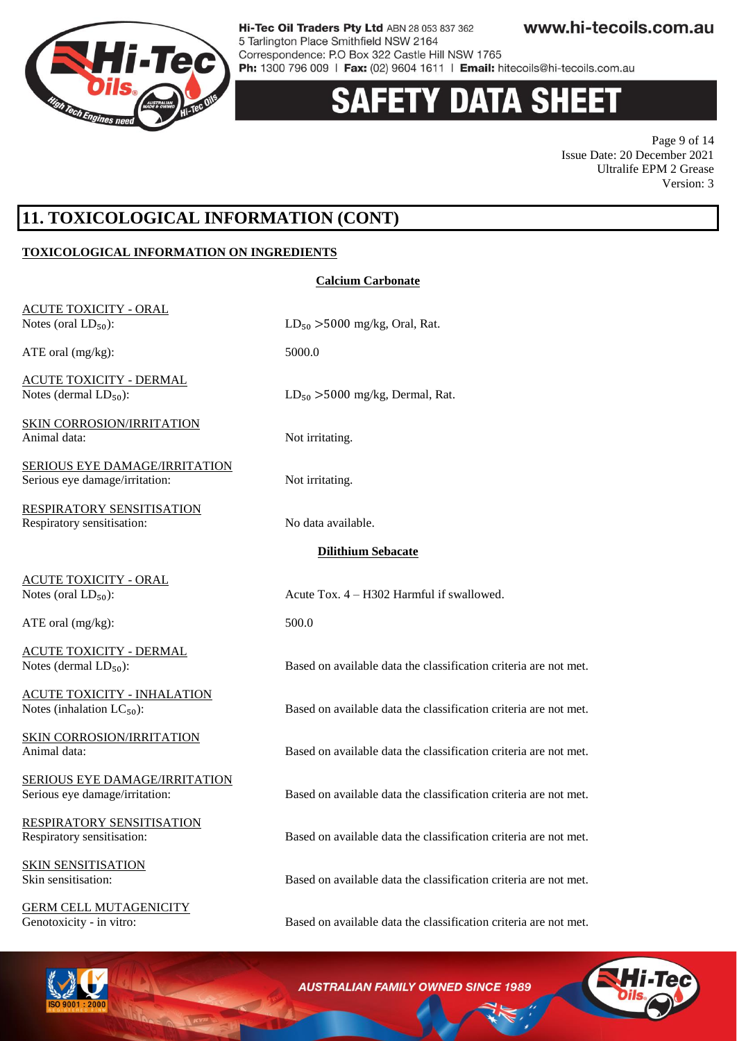# 11. TOXICOLOGICAL INFORMATION (CONT)

**TOXICOLOGICAL INFORMATION ON INGREDIENTS**

**Calcium Carbonate**

ACUTE TOXICITY - ORAL
Notes (oral $LD_{50}$): $LD_{50}$ >5000 mg/kg, Oral, Rat.

ATE oral (mg/kg): 5000.0

ACUTE TOXICITY - DERMAL
Notes (dermal $LD_{50}$): $LD_{50}$ >5000 mg/kg, Dermal, Rat.

SKIN CORROSION/IRRITATION
Animal data: Not irritating.

SERIOUS EYE DAMAGE/IRRITATION
Serious eye damage/irritation: Not irritating.

RESPIRATORY SENSITISATION
Respiratory sensitisation: No data available.

**Dilithium Sebacate**

ACUTE TOXICITY - ORAL
Notes (oral $LD_{50}$): Acute Tox. 4 – H302 Harmful if swallowed.

ATE oral (mg/kg): 500.0

ACUTE TOXICITY - DERMAL
Notes (dermal $LD_{50}$): Based on available data the classification criteria are not met.

ACUTE TOXICITY - INHALATION
Notes (inhalation $LC_{50}$): Based on available data the classification criteria are not met.

SKIN CORROSION/IRRITATION
Animal data: Based on available data the classification criteria are not met.

SERIOUS EYE DAMAGE/IRRITATION
Serious eye damage/irritation: Based on available data the classification criteria are not met.

RESPIRATORY SENSITISATION
Respiratory sensitisation: Based on available data the classification criteria are not met.

SKIN SENSITISATION
Skin sensitisation: Based on available data the classification criteria are not met.

GERM CELL MUTAGENICITY
Genotoxicity - in vitro: Based on available data the classification criteria are not met.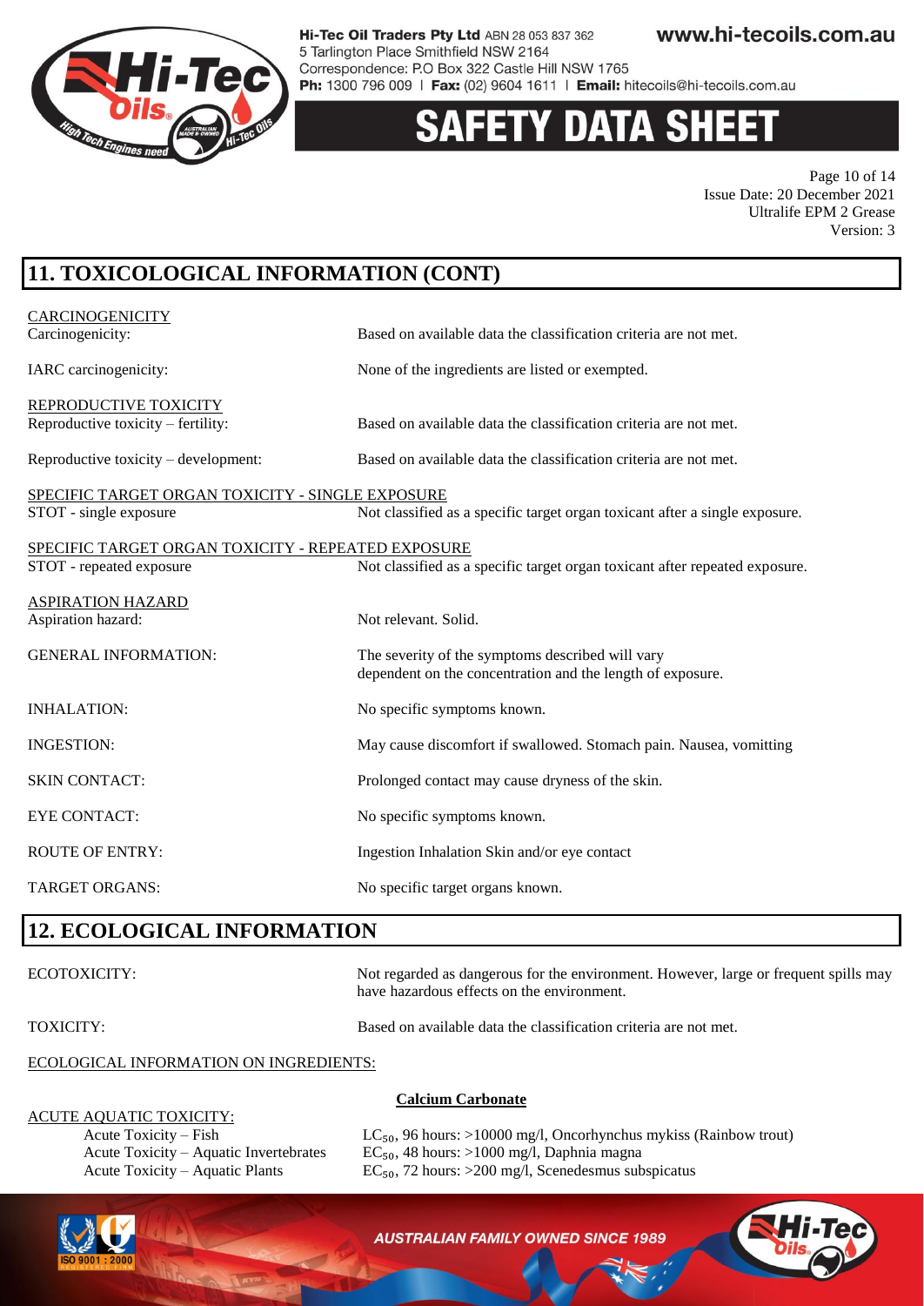## 11. TOXICOLOGICAL INFORMATION (CONT)

CARCINOGENICITY

Carcinogenicity: Based on available data the classification criteria are not met.

IARC carcinogenicity: None of the ingredients are listed or exempted.

REPRODUCTIVE TOXICITY

Reproductive toxicity – fertility: Based on available data the classification criteria are not met.

Reproductive toxicity – development: Based on available data the classification criteria are not met.

SPECIFIC TARGET ORGAN TOXICITY - SINGLE EXPOSURE

STOT - single exposure: Not classified as a specific target organ toxicant after a single exposure.

SPECIFIC TARGET ORGAN TOXICITY - REPEATED EXPOSURE

STOT - repeated exposure: Not classified as a specific target organ toxicant after repeated exposure.

ASPIRATION HAZARD

Aspiration hazard: Not relevant. Solid.

GENERAL INFORMATION: The severity of the symptoms described will vary dependent on the concentration and the length of exposure.

INHALATION: No specific symptoms known.

INGESTION: May cause discomfort if swallowed. Stomach pain. Nausea, vomitting

SKIN CONTACT: Prolonged contact may cause dryness of the skin.

EYE CONTACT: No specific symptoms known.

ROUTE OF ENTRY: Ingestion Inhalation Skin and/or eye contact

TARGET ORGANS: No specific target organs known.

## 12. ECOLOGICAL INFORMATION

ECOTOXICITY: Not regarded as dangerous for the environment. However, large or frequent spills may have hazardous effects on the environment.

TOXICITY: Based on available data the classification criteria are not met.

ECOLOGICAL INFORMATION ON INGREDIENTS:

**Calcium Carbonate**

ACUTE AQUATIC TOXICITY:

- Acute Toxicity – Fish: $LC_{50}$, 96 hours: >10000 mg/l, Oncorhynchus mykiss (Rainbow trout)
- Acute Toxicity – Aquatic Invertebrates: $EC_{50}$, 48 hours: >1000 mg/l, Daphnia magna
- Acute Toxicity – Aquatic Plants: $EC_{50}$, 72 hours: >200 mg/l, Scenedesmus subspicatus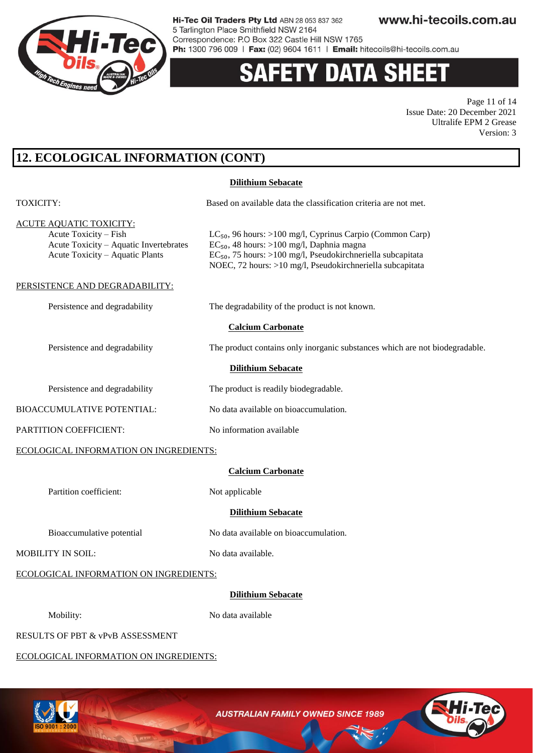## 12. ECOLOGICAL INFORMATION (CONT)

**Dilithium Sebacate**

TOXICITY: Based on available data the classification criteria are not met.

ACUTE AQUATIC TOXICITY:

| | |
|---|---|
| Acute Toxicity – Fish | $LC_{50}$, 96 hours: >100 mg/l, Cyprinus Carpio (Common Carp) |
| Acute Toxicity – Aquatic Invertebrates | $EC_{50}$, 48 hours: >100 mg/l, Daphnia magna |
| Acute Toxicity – Aquatic Plants | $EC_{50}$, 75 hours: >100 mg/l, Pseudokirchneriella subcapitata<br>NOEC, 72 hours: >10 mg/l, Pseudokirchneriella subcapitata |

PERSISTENCE AND DEGRADABILITY:

Persistence and degradability: The degradability of the product is not known.

**Calcium Carbonate**

Persistence and degradability: The product contains only inorganic substances which are not biodegradable.

**Dilithium Sebacate**

Persistence and degradability: The product is readily biodegradable.

BIOACCUMULATIVE POTENTIAL: No data available on bioaccumulation.

PARTITION COEFFICIENT: No information available

ECOLOGICAL INFORMATION ON INGREDIENTS:

**Calcium Carbonate**

Partition coefficient: Not applicable

**Dilithium Sebacate**

Bioaccumulative potential: No data available on bioaccumulation.

MOBILITY IN SOIL: No data available.

ECOLOGICAL INFORMATION ON INGREDIENTS:

**Dilithium Sebacate**

Mobility: No data available

RESULTS OF PBT & vPvB ASSESSMENT

ECOLOGICAL INFORMATION ON INGREDIENTS: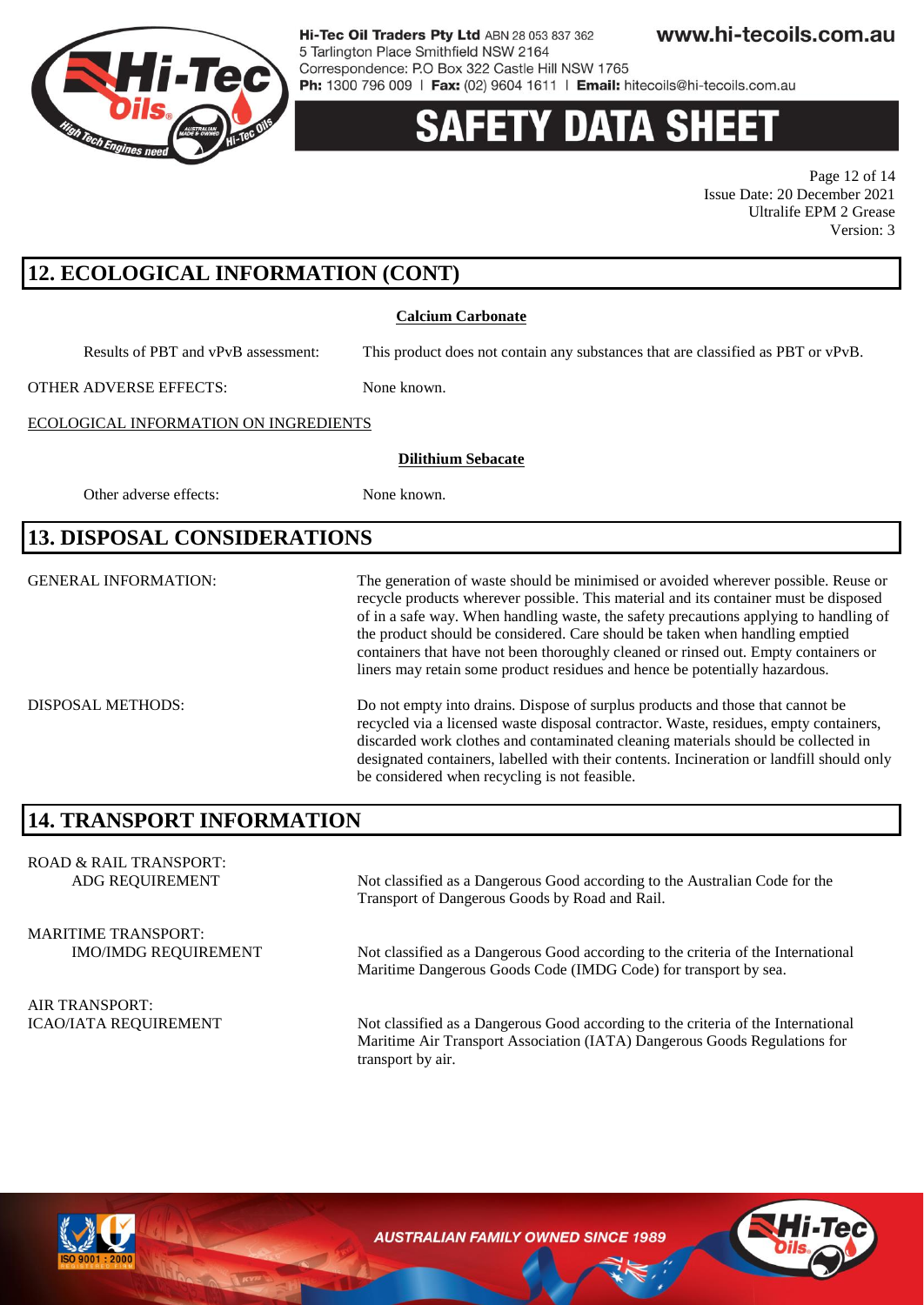## 12. ECOLOGICAL INFORMATION (CONT)

**Calcium Carbonate**

Results of PBT and vPvB assessment: This product does not contain any substances that are classified as PBT or vPvB.

OTHER ADVERSE EFFECTS: None known.

ECOLOGICAL INFORMATION ON INGREDIENTS

**Dilithium Sebacate**

Other adverse effects: None known.

## 13. DISPOSAL CONSIDERATIONS

GENERAL INFORMATION: The generation of waste should be minimised or avoided wherever possible. Reuse or recycle products wherever possible. This material and its container must be disposed of in a safe way. When handling waste, the safety precautions applying to handling of the product should be considered. Care should be taken when handling emptied containers that have not been thoroughly cleaned or rinsed out. Empty containers or liners may retain some product residues and hence be potentially hazardous.

DISPOSAL METHODS: Do not empty into drains. Dispose of surplus products and those that cannot be recycled via a licensed waste disposal contractor. Waste, residues, empty containers, discarded work clothes and contaminated cleaning materials should be collected in designated containers, labelled with their contents. Incineration or landfill should only be considered when recycling is not feasible.

## 14. TRANSPORT INFORMATION

ROAD & RAIL TRANSPORT:
ADG REQUIREMENT: Not classified as a Dangerous Good according to the Australian Code for the Transport of Dangerous Goods by Road and Rail.

MARITIME TRANSPORT:
IMO/IMDG REQUIREMENT: Not classified as a Dangerous Good according to the criteria of the International Maritime Dangerous Goods Code (IMDG Code) for transport by sea.

AIR TRANSPORT:
ICAO/IATA REQUIREMENT: Not classified as a Dangerous Good according to the criteria of the International Maritime Air Transport Association (IATA) Dangerous Goods Regulations for transport by air.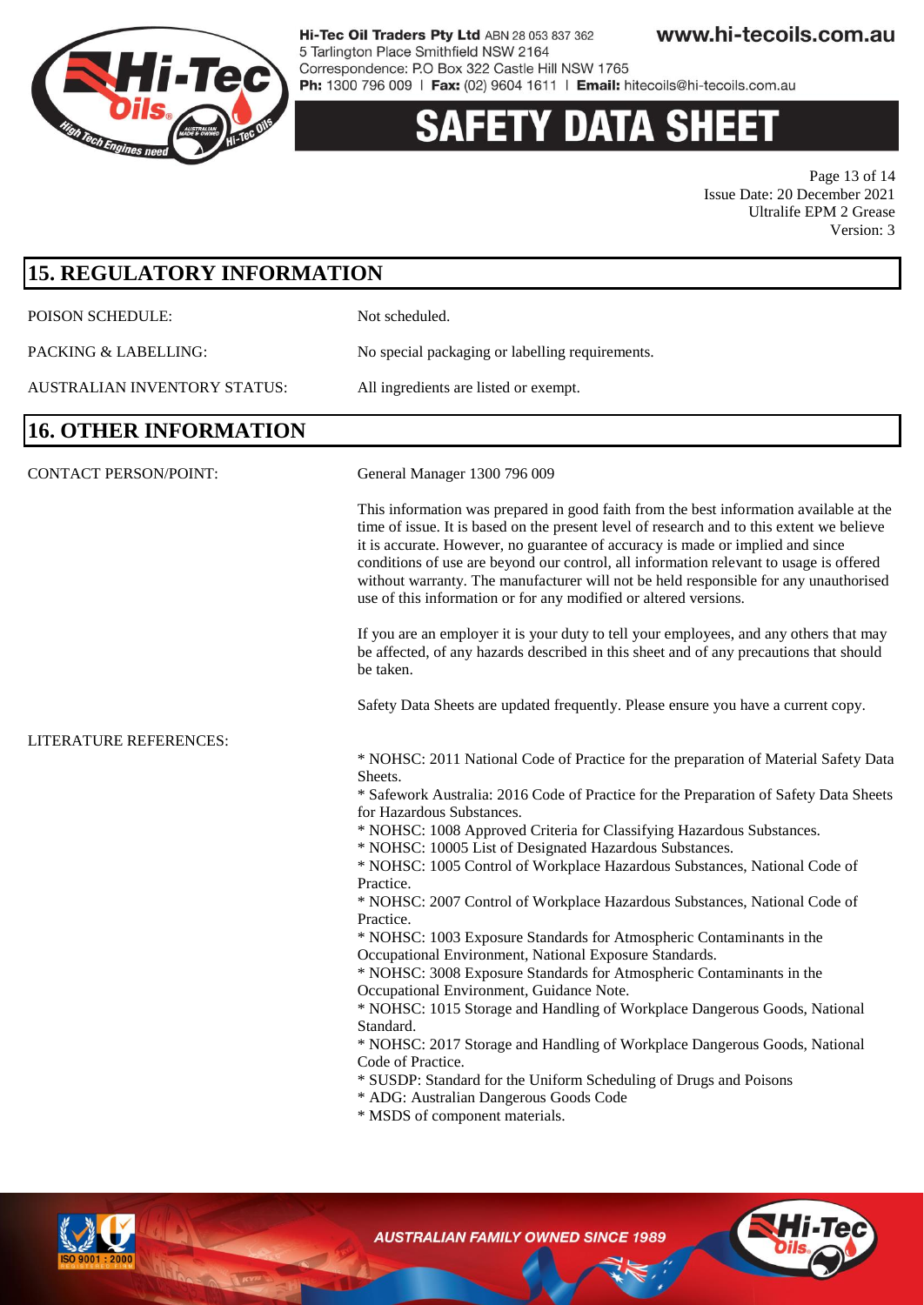## 15. REGULATORY INFORMATION

POISON SCHEDULE: Not scheduled.

PACKING & LABELLING: No special packaging or labelling requirements.

AUSTRALIAN INVENTORY STATUS: All ingredients are listed or exempt.

## 16. OTHER INFORMATION

CONTACT PERSON/POINT: General Manager 1300 796 009

This information was prepared in good faith from the best information available at the time of issue. It is based on the present level of research and to this extent we believe it is accurate. However, no guarantee of accuracy is made or implied and since conditions of use are beyond our control, all information relevant to usage is offered without warranty. The manufacturer will not be held responsible for any unauthorised use of this information or for any modified or altered versions.

If you are an employer it is your duty to tell your employees, and any others that may be affected, of any hazards described in this sheet and of any precautions that should be taken.

Safety Data Sheets are updated frequently. Please ensure you have a current copy.

LITERATURE REFERENCES:

* NOHSC: 2011 National Code of Practice for the preparation of Material Safety Data Sheets.
* Safework Australia: 2016 Code of Practice for the Preparation of Safety Data Sheets for Hazardous Substances.
* NOHSC: 1008 Approved Criteria for Classifying Hazardous Substances.
* NOHSC: 10005 List of Designated Hazardous Substances.
* NOHSC: 1005 Control of Workplace Hazardous Substances, National Code of Practice.
* NOHSC: 2007 Control of Workplace Hazardous Substances, National Code of Practice.
* NOHSC: 1003 Exposure Standards for Atmospheric Contaminants in the Occupational Environment, National Exposure Standards.
* NOHSC: 3008 Exposure Standards for Atmospheric Contaminants in the Occupational Environment, Guidance Note.
* NOHSC: 1015 Storage and Handling of Workplace Dangerous Goods, National Standard.
* NOHSC: 2017 Storage and Handling of Workplace Dangerous Goods, National Code of Practice.
* SUSDP: Standard for the Uniform Scheduling of Drugs and Poisons
* ADG: Australian Dangerous Goods Code
* MSDS of component materials.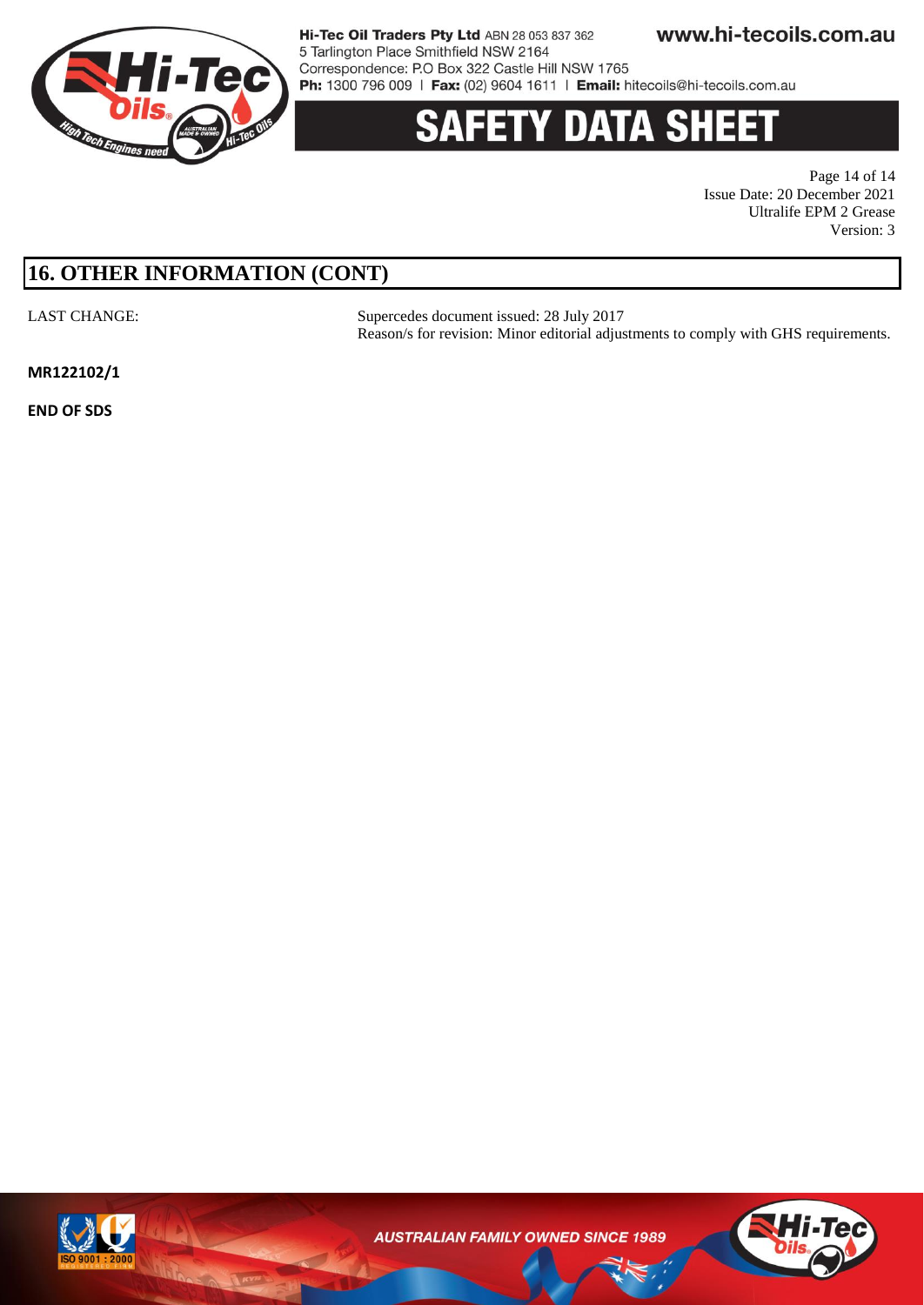## 16. OTHER INFORMATION (CONT)

LAST CHANGE: Supercedes document issued: 28 July 2017
Reason/s for revision: Minor editorial adjustments to comply with GHS requirements.

**MR122102/1**

**END OF SDS**